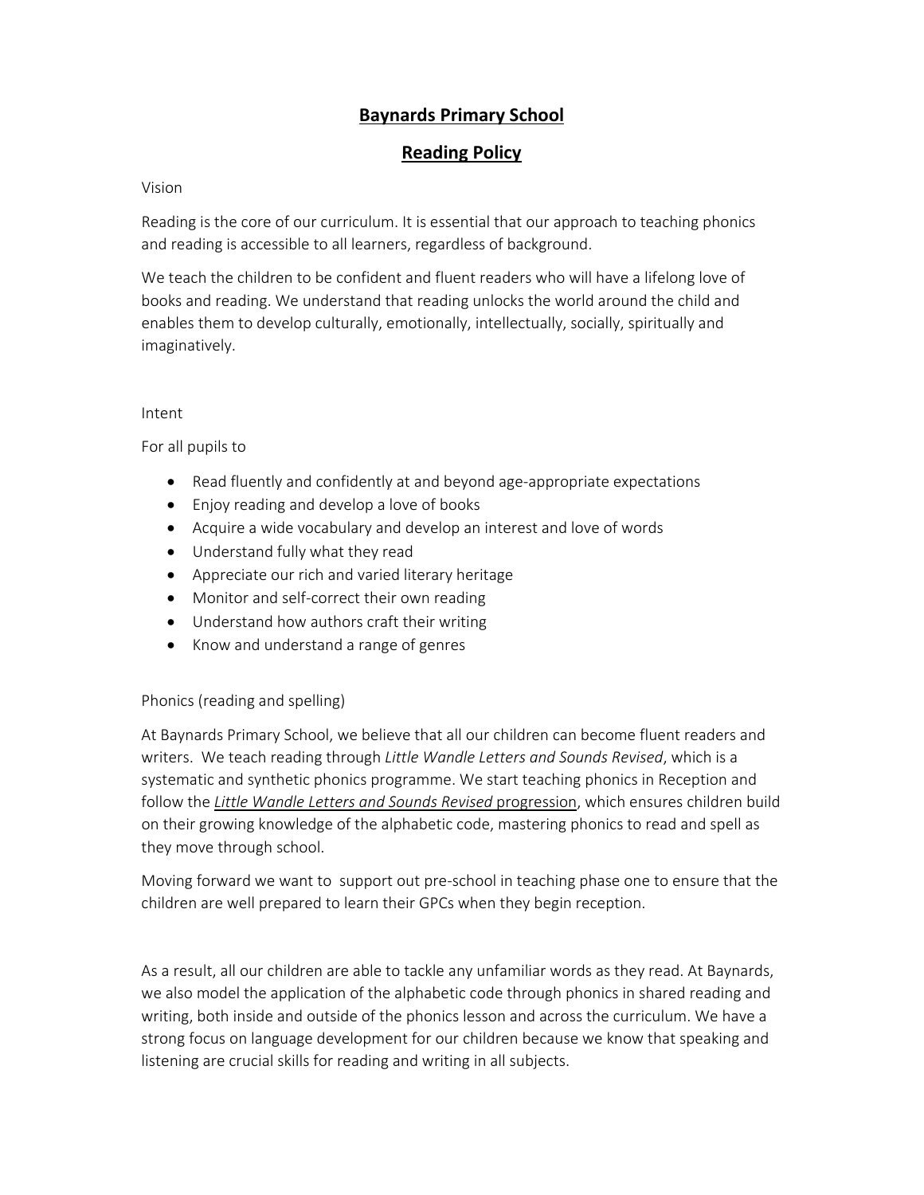# Baynards Primary School

## Reading Policy

Vision

Reading is the core of our curriculum. It is essential that our approach to teaching phonics and reading is accessible to all learners, regardless of background.

We teach the children to be confident and fluent readers who will have a lifelong love of books and reading. We understand that reading unlocks the world around the child and enables them to develop culturally, emotionally, intellectually, socially, spiritually and imaginatively.

Intent

For all pupils to

- Read fluently and confidently at and beyond age-appropriate expectations
- Enjoy reading and develop a love of books
- Acquire a wide vocabulary and develop an interest and love of words
- Understand fully what they read
- Appreciate our rich and varied literary heritage
- Monitor and self-correct their own reading
- Understand how authors craft their writing
- Know and understand a range of genres

Phonics (reading and spelling)

At Baynards Primary School, we believe that all our children can become fluent readers and writers. We teach reading through *Little Wandle Letters and Sounds Revised*, which is a systematic and synthetic phonics programme. We start teaching phonics in Reception and follow the *Little Wandle Letters and Sounds Revised* progression, which ensures children build on their growing knowledge of the alphabetic code, mastering phonics to read and spell as they move through school.

Moving forward we want to support out pre-school in teaching phase one to ensure that the children are well prepared to learn their GPCs when they begin reception.

As a result, all our children are able to tackle any unfamiliar words as they read. At Baynards, we also model the application of the alphabetic code through phonics in shared reading and writing, both inside and outside of the phonics lesson and across the curriculum. We have a strong focus on language development for our children because we know that speaking and listening are crucial skills for reading and writing in all subjects.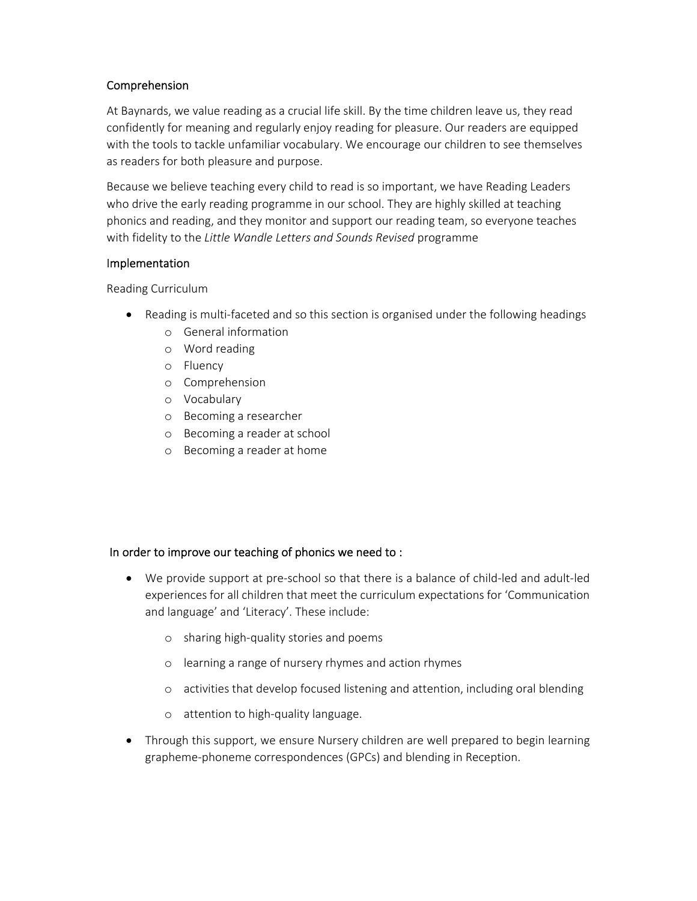## Comprehension

At Baynards, we value reading as a crucial life skill. By the time children leave us, they read confidently for meaning and regularly enjoy reading for pleasure. Our readers are equipped with the tools to tackle unfamiliar vocabulary. We encourage our children to see themselves as readers for both pleasure and purpose.

Because we believe teaching every child to read is so important, we have Reading Leaders who drive the early reading programme in our school. They are highly skilled at teaching phonics and reading, and they monitor and support our reading team, so everyone teaches with fidelity to the *Little Wandle Letters and Sounds Revised* programme

## Implementation

Reading Curriculum

- Reading is multi-faceted and so this section is organised under the following headings
    - General information
    - Word reading
    - Fluency
    - Comprehension
    - Vocabulary
    - Becoming a researcher
    - Becoming a reader at school
    - Becoming a reader at home

## In order to improve our teaching of phonics we need to :

- We provide support at pre-school so that there is a balance of child-led and adult-led experiences for all children that meet the curriculum expectations for 'Communication and language' and 'Literacy'. These include:
    - sharing high-quality stories and poems
    - learning a range of nursery rhymes and action rhymes
    - activities that develop focused listening and attention, including oral blending
    - attention to high-quality language.
- Through this support, we ensure Nursery children are well prepared to begin learning grapheme-phoneme correspondences (GPCs) and blending in Reception.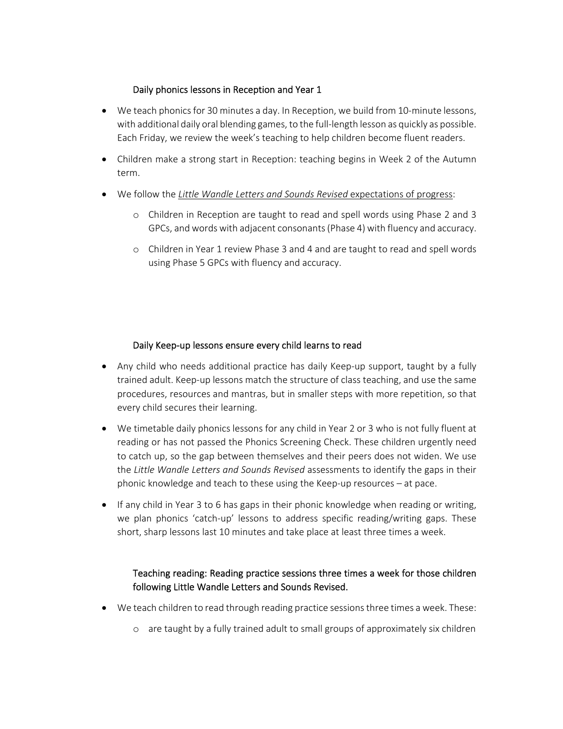### Daily phonics lessons in Reception and Year 1

- We teach phonics for 30 minutes a day. In Reception, we build from 10-minute lessons, with additional daily oral blending games, to the full-length lesson as quickly as possible. Each Friday, we review the week's teaching to help children become fluent readers.
- Children make a strong start in Reception: teaching begins in Week 2 of the Autumn term.
- We follow the *Little Wandle Letters and Sounds Revised* expectations of progress:
  - Children in Reception are taught to read and spell words using Phase 2 and 3 GPCs, and words with adjacent consonants (Phase 4) with fluency and accuracy.
  - Children in Year 1 review Phase 3 and 4 and are taught to read and spell words using Phase 5 GPCs with fluency and accuracy.

### Daily Keep-up lessons ensure every child learns to read

- Any child who needs additional practice has daily Keep-up support, taught by a fully trained adult. Keep-up lessons match the structure of class teaching, and use the same procedures, resources and mantras, but in smaller steps with more repetition, so that every child secures their learning.
- We timetable daily phonics lessons for any child in Year 2 or 3 who is not fully fluent at reading or has not passed the Phonics Screening Check. These children urgently need to catch up, so the gap between themselves and their peers does not widen. We use the *Little Wandle Letters and Sounds Revised* assessments to identify the gaps in their phonic knowledge and teach to these using the Keep-up resources – at pace.
- If any child in Year 3 to 6 has gaps in their phonic knowledge when reading or writing, we plan phonics 'catch-up' lessons to address specific reading/writing gaps. These short, sharp lessons last 10 minutes and take place at least three times a week.

### Teaching reading: Reading practice sessions three times a week for those children following Little Wandle Letters and Sounds Revised.

- We teach children to read through reading practice sessions three times a week. These:
  - are taught by a fully trained adult to small groups of approximately six children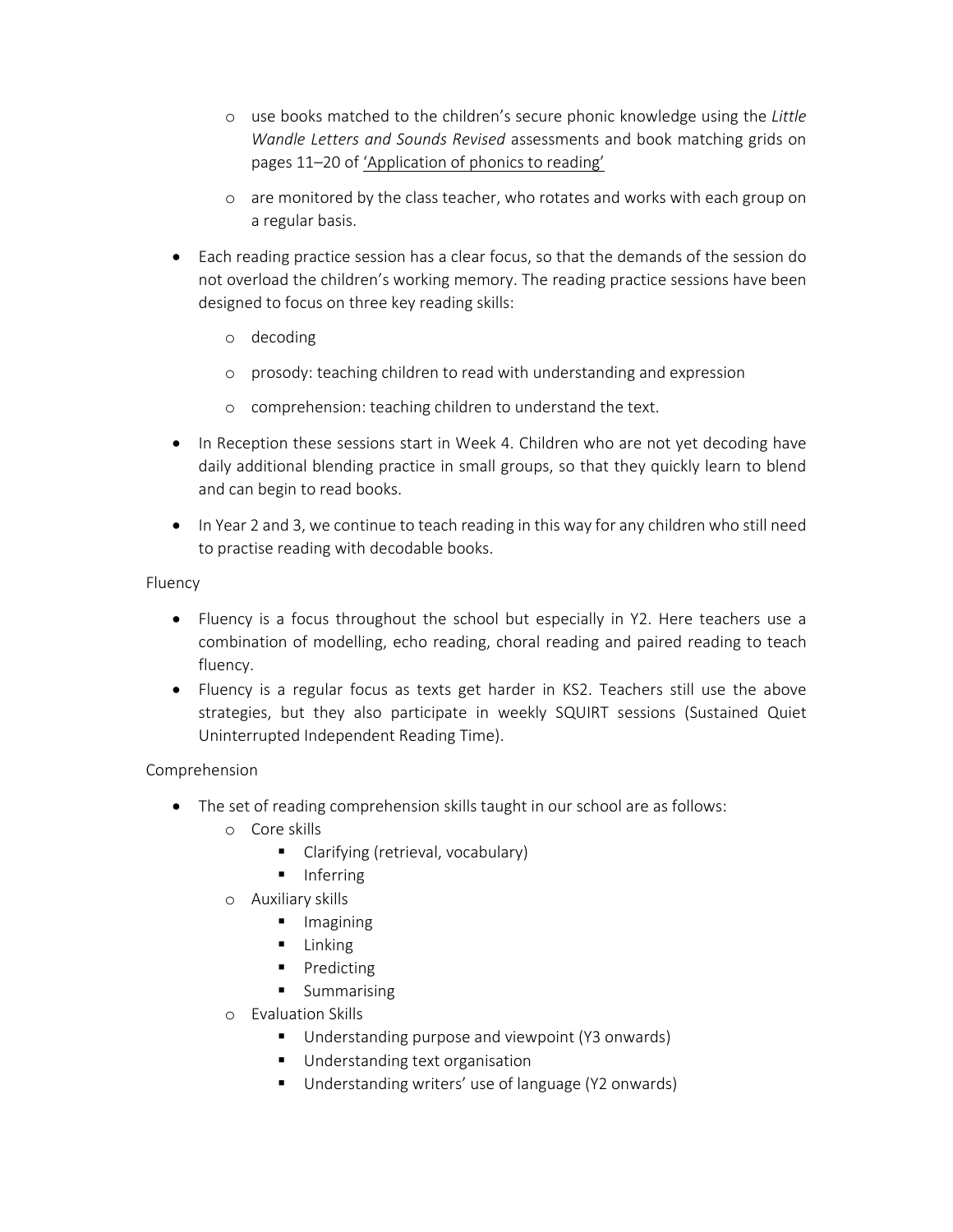- use books matched to the children's secure phonic knowledge using the *Little Wandle Letters and Sounds Revised* assessments and book matching grids on pages 11–20 of 'Application of phonics to reading'
  - are monitored by the class teacher, who rotates and works with each group on a regular basis.
- Each reading practice session has a clear focus, so that the demands of the session do not overload the children's working memory. The reading practice sessions have been designed to focus on three key reading skills:
  - decoding
  - prosody: teaching children to read with understanding and expression
  - comprehension: teaching children to understand the text.
- In Reception these sessions start in Week 4. Children who are not yet decoding have daily additional blending practice in small groups, so that they quickly learn to blend and can begin to read books.
- In Year 2 and 3, we continue to teach reading in this way for any children who still need to practise reading with decodable books.

Fluency

- Fluency is a focus throughout the school but especially in Y2. Here teachers use a combination of modelling, echo reading, choral reading and paired reading to teach fluency.
- Fluency is a regular focus as texts get harder in KS2. Teachers still use the above strategies, but they also participate in weekly SQUIRT sessions (Sustained Quiet Uninterrupted Independent Reading Time).

Comprehension

- The set of reading comprehension skills taught in our school are as follows:
  - Core skills
    - Clarifying (retrieval, vocabulary)
    - Inferring
  - Auxiliary skills
    - Imagining
    - Linking
    - Predicting
    - Summarising
  - Evaluation Skills
    - Understanding purpose and viewpoint (Y3 onwards)
    - Understanding text organisation
    - Understanding writers' use of language (Y2 onwards)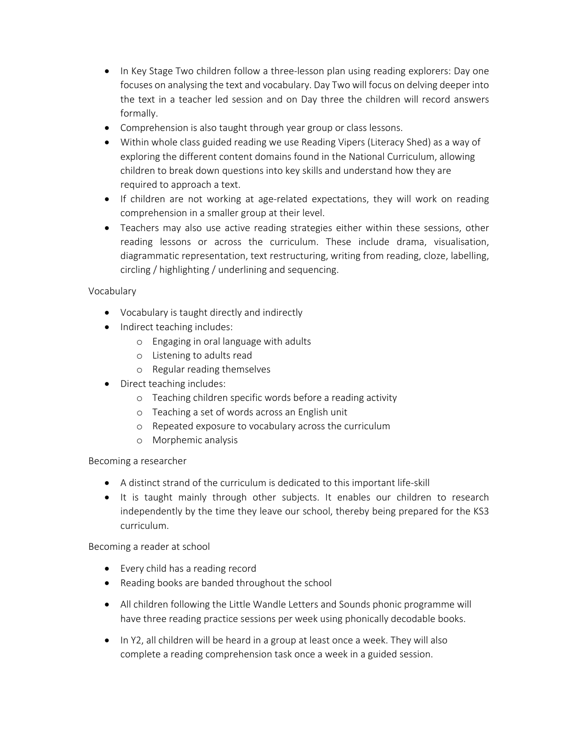- In Key Stage Two children follow a three-lesson plan using reading explorers: Day one focuses on analysing the text and vocabulary. Day Two will focus on delving deeper into the text in a teacher led session and on Day three the children will record answers formally.
- Comprehension is also taught through year group or class lessons.
- Within whole class guided reading we use Reading Vipers (Literacy Shed) as a way of exploring the different content domains found in the National Curriculum, allowing children to break down questions into key skills and understand how they are required to approach a text.
- If children are not working at age-related expectations, they will work on reading comprehension in a smaller group at their level.
- Teachers may also use active reading strategies either within these sessions, other reading lessons or across the curriculum. These include drama, visualisation, diagrammatic representation, text restructuring, writing from reading, cloze, labelling, circling / highlighting / underlining and sequencing.

Vocabulary

- Vocabulary is taught directly and indirectly
- Indirect teaching includes:
    - Engaging in oral language with adults
    - Listening to adults read
    - Regular reading themselves
- Direct teaching includes:
    - Teaching children specific words before a reading activity
    - Teaching a set of words across an English unit
    - Repeated exposure to vocabulary across the curriculum
    - Morphemic analysis

Becoming a researcher

- A distinct strand of the curriculum is dedicated to this important life-skill
- It is taught mainly through other subjects. It enables our children to research independently by the time they leave our school, thereby being prepared for the KS3 curriculum.

Becoming a reader at school

- Every child has a reading record
- Reading books are banded throughout the school
- All children following the Little Wandle Letters and Sounds phonic programme will have three reading practice sessions per week using phonically decodable books.
- In Y2, all children will be heard in a group at least once a week. They will also complete a reading comprehension task once a week in a guided session.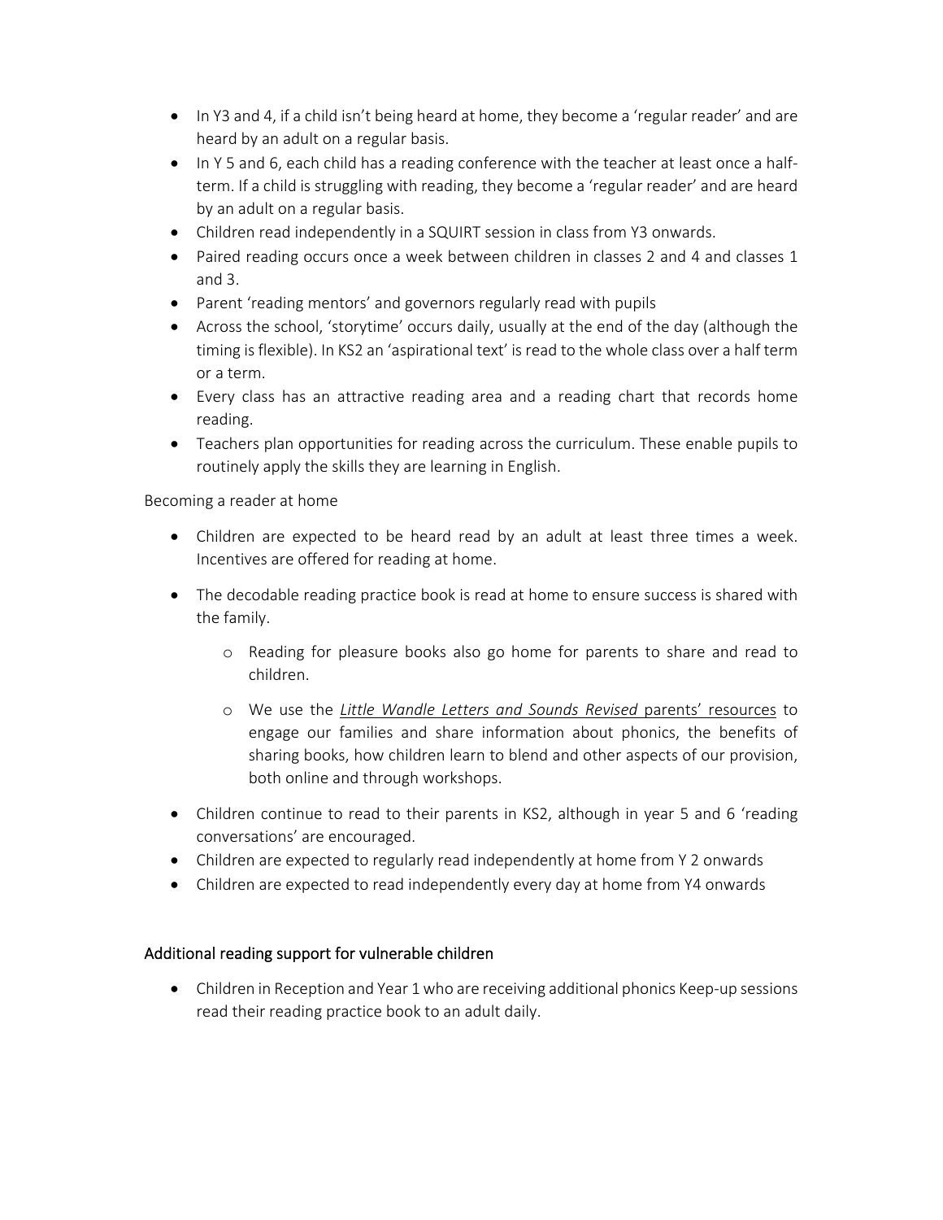- In Y3 and 4, if a child isn't being heard at home, they become a 'regular reader' and are heard by an adult on a regular basis.
- In Y 5 and 6, each child has a reading conference with the teacher at least once a half-term. If a child is struggling with reading, they become a 'regular reader' and are heard by an adult on a regular basis.
- Children read independently in a SQUIRT session in class from Y3 onwards.
- Paired reading occurs once a week between children in classes 2 and 4 and classes 1 and 3.
- Parent 'reading mentors' and governors regularly read with pupils
- Across the school, 'storytime' occurs daily, usually at the end of the day (although the timing is flexible). In KS2 an 'aspirational text' is read to the whole class over a half term or a term.
- Every class has an attractive reading area and a reading chart that records home reading.
- Teachers plan opportunities for reading across the curriculum. These enable pupils to routinely apply the skills they are learning in English.

Becoming a reader at home

- Children are expected to be heard read by an adult at least three times a week. Incentives are offered for reading at home.
- The decodable reading practice book is read at home to ensure success is shared with the family.
  - Reading for pleasure books also go home for parents to share and read to children.
  - We use the *Little Wandle Letters and Sounds Revised* parents' resources to engage our families and share information about phonics, the benefits of sharing books, how children learn to blend and other aspects of our provision, both online and through workshops.
- Children continue to read to their parents in KS2, although in year 5 and 6 'reading conversations' are encouraged.
- Children are expected to regularly read independently at home from Y 2 onwards
- Children are expected to read independently every day at home from Y4 onwards

### Additional reading support for vulnerable children

- Children in Reception and Year 1 who are receiving additional phonics Keep-up sessions read their reading practice book to an adult daily.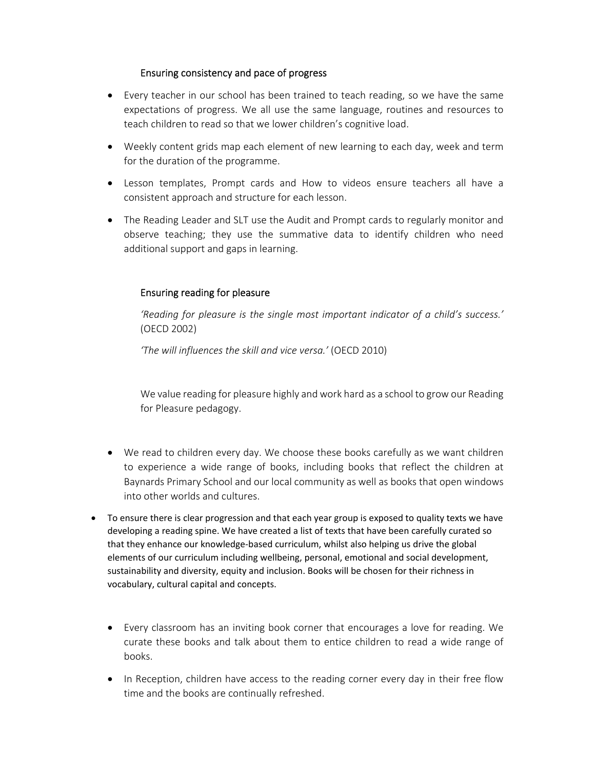### Ensuring consistency and pace of progress

- Every teacher in our school has been trained to teach reading, so we have the same expectations of progress. We all use the same language, routines and resources to teach children to read so that we lower children's cognitive load.
- Weekly content grids map each element of new learning to each day, week and term for the duration of the programme.
- Lesson templates, Prompt cards and How to videos ensure teachers all have a consistent approach and structure for each lesson.
- The Reading Leader and SLT use the Audit and Prompt cards to regularly monitor and observe teaching; they use the summative data to identify children who need additional support and gaps in learning.

### Ensuring reading for pleasure

*'Reading for pleasure is the single most important indicator of a child's success.'* (OECD 2002)

*'The will influences the skill and vice versa.'* (OECD 2010)

We value reading for pleasure highly and work hard as a school to grow our Reading for Pleasure pedagogy.

- We read to children every day. We choose these books carefully as we want children to experience a wide range of books, including books that reflect the children at Baynards Primary School and our local community as well as books that open windows into other worlds and cultures.
- To ensure there is clear progression and that each year group is exposed to quality texts we have developing a reading spine. We have created a list of texts that have been carefully curated so that they enhance our knowledge-based curriculum, whilst also helping us drive the global elements of our curriculum including wellbeing, personal, emotional and social development, sustainability and diversity, equity and inclusion. Books will be chosen for their richness in vocabulary, cultural capital and concepts.
- Every classroom has an inviting book corner that encourages a love for reading. We curate these books and talk about them to entice children to read a wide range of books.
- In Reception, children have access to the reading corner every day in their free flow time and the books are continually refreshed.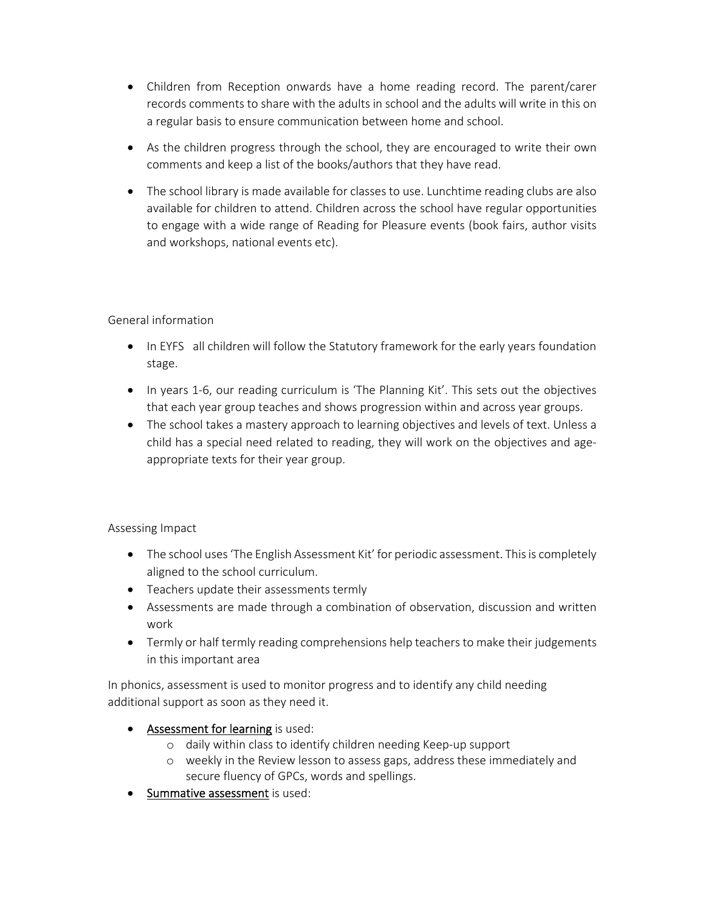- Children from Reception onwards have a home reading record. The parent/carer records comments to share with the adults in school and the adults will write in this on a regular basis to ensure communication between home and school.
- As the children progress through the school, they are encouraged to write their own comments and keep a list of the books/authors that they have read.
- The school library is made available for classes to use. Lunchtime reading clubs are also available for children to attend. Children across the school have regular opportunities to engage with a wide range of Reading for Pleasure events (book fairs, author visits and workshops, national events etc).

General information

- In EYFS all children will follow the Statutory framework for the early years foundation stage.
- In years 1-6, our reading curriculum is 'The Planning Kit'. This sets out the objectives that each year group teaches and shows progression within and across year groups.
- The school takes a mastery approach to learning objectives and levels of text. Unless a child has a special need related to reading, they will work on the objectives and age-appropriate texts for their year group.

Assessing Impact

- The school uses 'The English Assessment Kit' for periodic assessment. This is completely aligned to the school curriculum.
- Teachers update their assessments termly
- Assessments are made through a combination of observation, discussion and written work
- Termly or half termly reading comprehensions help teachers to make their judgements in this important area

In phonics, assessment is used to monitor progress and to identify any child needing additional support as soon as they need it.

- <u>Assessment for learning</u> is used:
  - daily within class to identify children needing Keep-up support
  - weekly in the Review lesson to assess gaps, address these immediately and secure fluency of GPCs, words and spellings.
- <u>Summative assessment</u> is used: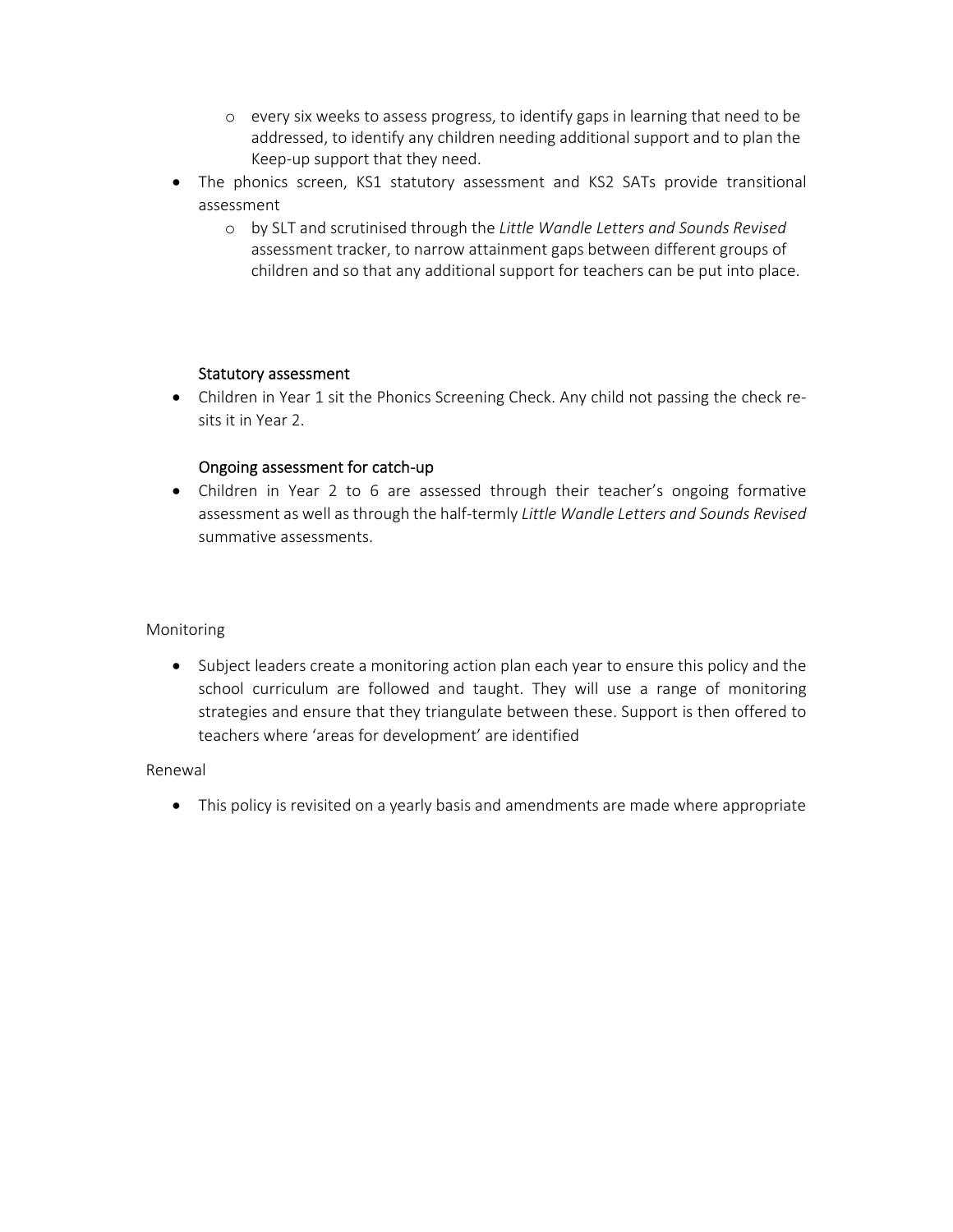- every six weeks to assess progress, to identify gaps in learning that need to be addressed, to identify any children needing additional support and to plan the Keep-up support that they need.
- The phonics screen, KS1 statutory assessment and KS2 SATs provide transitional assessment
    - by SLT and scrutinised through the *Little Wandle Letters and Sounds Revised* assessment tracker, to narrow attainment gaps between different groups of children and so that any additional support for teachers can be put into place.

### Statutory assessment

- Children in Year 1 sit the Phonics Screening Check. Any child not passing the check re-sits it in Year 2.

### Ongoing assessment for catch-up

- Children in Year 2 to 6 are assessed through their teacher's ongoing formative assessment as well as through the half-termly *Little Wandle Letters and Sounds Revised* summative assessments.

## Monitoring

- Subject leaders create a monitoring action plan each year to ensure this policy and the school curriculum are followed and taught. They will use a range of monitoring strategies and ensure that they triangulate between these. Support is then offered to teachers where 'areas for development' are identified

## Renewal

- This policy is revisited on a yearly basis and amendments are made where appropriate